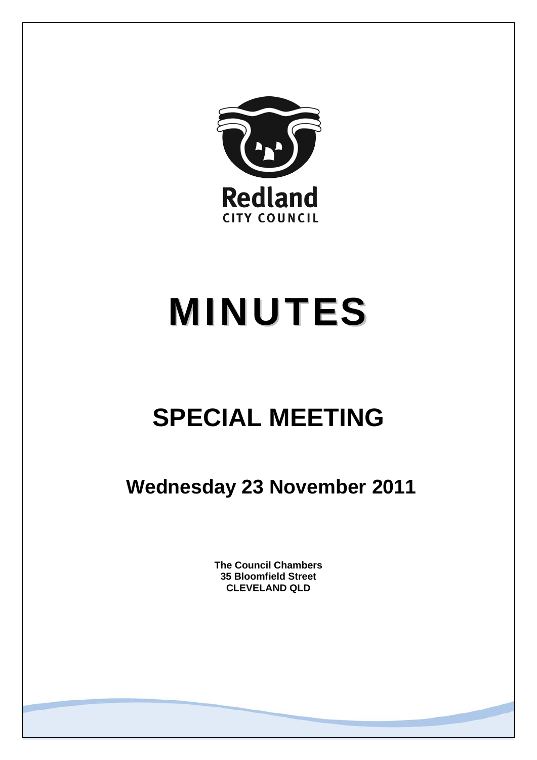Redland
CITY COUNCIL

# MINUTES

## SPECIAL MEETING

### Wednesday 23 November 2011

**The Council Chambers**
**35 Bloomfield Street**
**CLEVELAND QLD**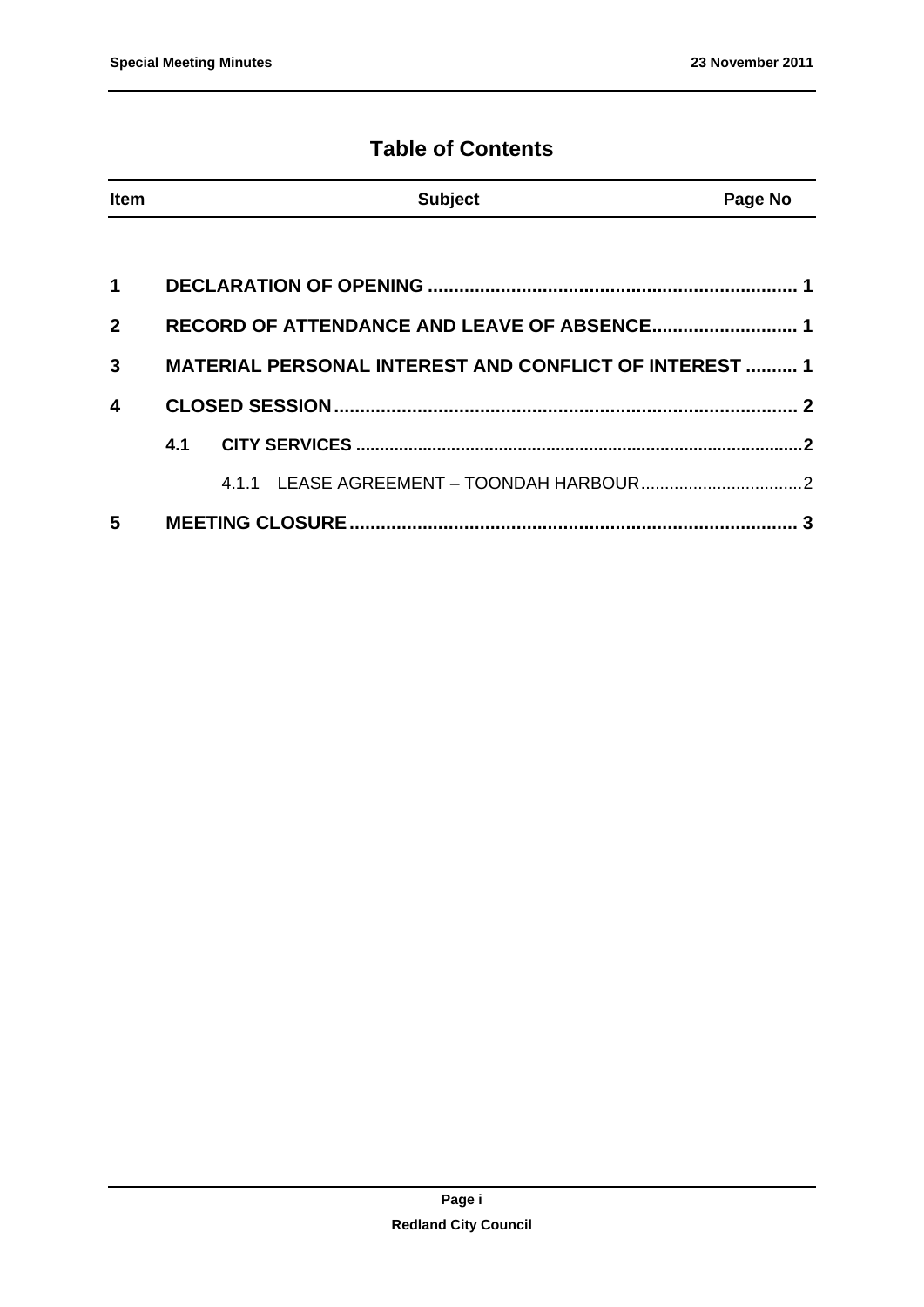# Table of Contents

| Item | Subject | Page No |
|---|---|---|
| **1** | **DECLARATION OF OPENING** | **1** |
| **2** | **RECORD OF ATTENDANCE AND LEAVE OF ABSENCE** | **1** |
| **3** | **MATERIAL PERSONAL INTEREST AND CONFLICT OF INTEREST** | **1** |
| **4** | **CLOSED SESSION** | **2** |
| **4.1** | **CITY SERVICES** | **2** |
| 4.1.1 | LEASE AGREEMENT – TOONDAH HARBOUR | 2 |
| **5** | **MEETING CLOSURE** | **3** |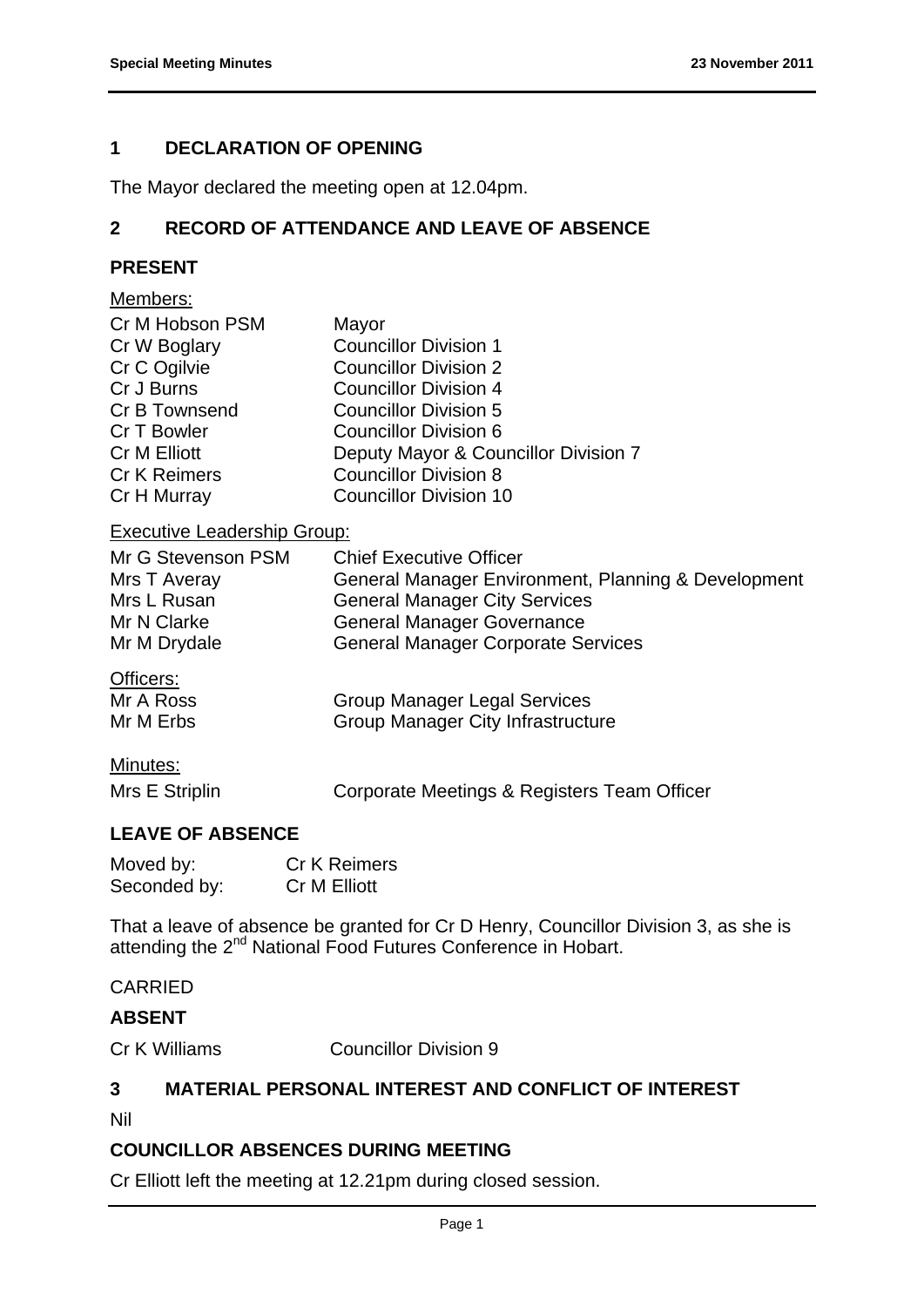## 1 DECLARATION OF OPENING

The Mayor declared the meeting open at 12.04pm.

## 2 RECORD OF ATTENDANCE AND LEAVE OF ABSENCE

### PRESENT

Members:

| | |
|---|---|
| Cr M Hobson PSM | Mayor |
| Cr W Boglary | Councillor Division 1 |
| Cr C Ogilvie | Councillor Division 2 |
| Cr J Burns | Councillor Division 4 |
| Cr B Townsend | Councillor Division 5 |
| Cr T Bowler | Councillor Division 6 |
| Cr M Elliott | Deputy Mayor & Councillor Division 7 |
| Cr K Reimers | Councillor Division 8 |
| Cr H Murray | Councillor Division 10 |

Executive Leadership Group:

| | |
|---|---|
| Mr G Stevenson PSM | Chief Executive Officer |
| Mrs T Averay | General Manager Environment, Planning & Development |
| Mrs L Rusan | General Manager City Services |
| Mr N Clarke | General Manager Governance |
| Mr M Drydale | General Manager Corporate Services |

Officers:

| | |
|---|---|
| Mr A Ross | Group Manager Legal Services |
| Mr M Erbs | Group Manager City Infrastructure |

Minutes:

| | |
|---|---|
| Mrs E Striplin | Corporate Meetings & Registers Team Officer |

### LEAVE OF ABSENCE

Moved by: Cr K Reimers
Seconded by: Cr M Elliott

That a leave of absence be granted for Cr D Henry, Councillor Division 3, as she is attending the 2nd National Food Futures Conference in Hobart.

CARRIED

### ABSENT

Cr K Williams Councillor Division 9

## 3 MATERIAL PERSONAL INTEREST AND CONFLICT OF INTEREST

Nil

### COUNCILLOR ABSENCES DURING MEETING

Cr Elliott left the meeting at 12.21pm during closed session.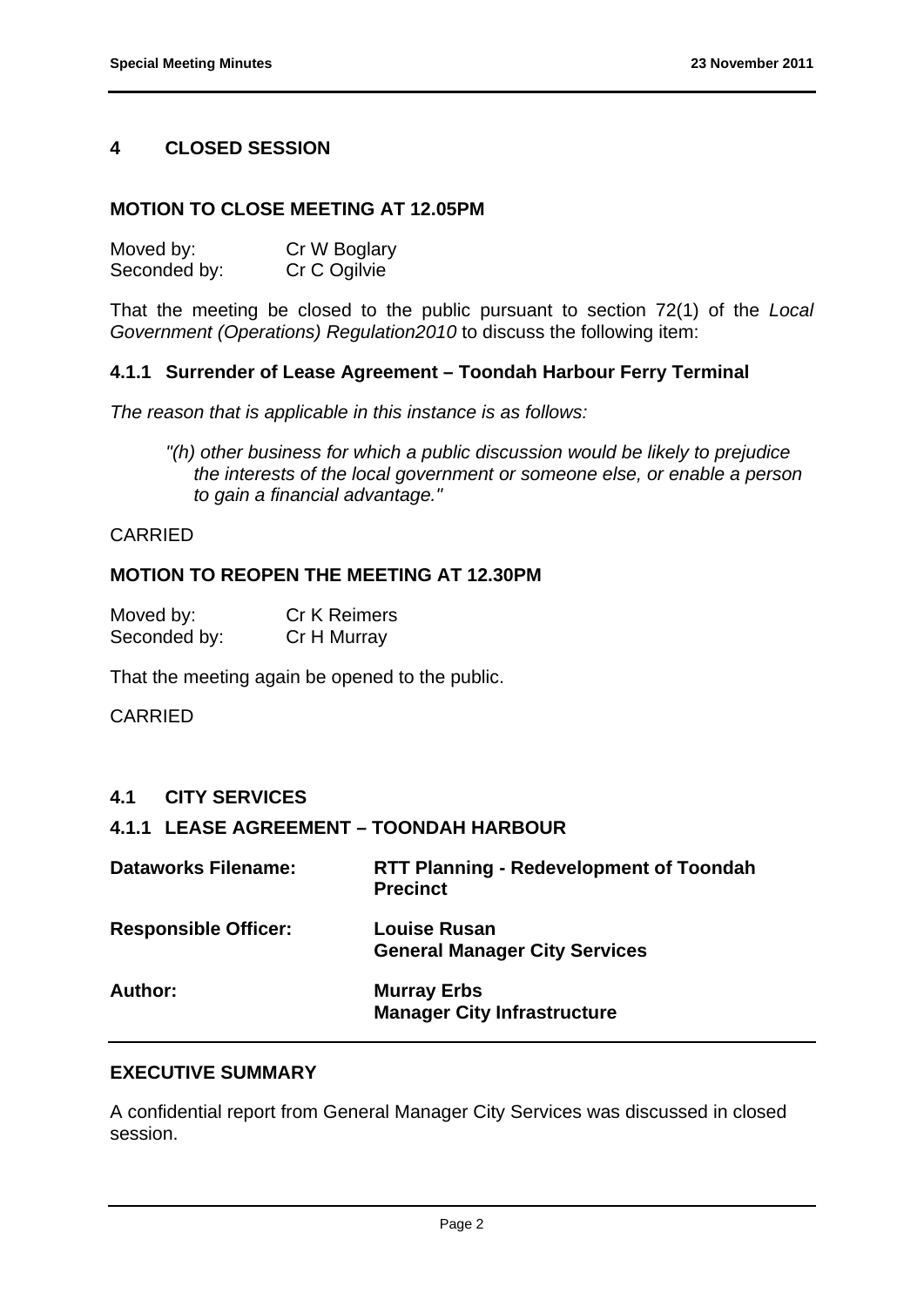## 4 CLOSED SESSION

### MOTION TO CLOSE MEETING AT 12.05PM

Moved by: Cr W Boglary
Seconded by: Cr C Ogilvie

That the meeting be closed to the public pursuant to section 72(1) of the *Local Government (Operations) Regulation2010* to discuss the following item:

### 4.1.1 Surrender of Lease Agreement – Toondah Harbour Ferry Terminal

*The reason that is applicable in this instance is as follows:*

> *"(h) other business for which a public discussion would be likely to prejudice the interests of the local government or someone else, or enable a person to gain a financial advantage."*

CARRIED

### MOTION TO REOPEN THE MEETING AT 12.30PM

Moved by: Cr K Reimers
Seconded by: Cr H Murray

That the meeting again be opened to the public.

CARRIED

## 4.1 CITY SERVICES

### 4.1.1 LEASE AGREEMENT – TOONDAH HARBOUR

**Dataworks Filename:** **RTT Planning - Redevelopment of Toondah Precinct**

**Responsible Officer:** **Louise Rusan**
**General Manager City Services**

**Author:** **Murray Erbs**
**Manager City Infrastructure**

### EXECUTIVE SUMMARY

A confidential report from General Manager City Services was discussed in closed session.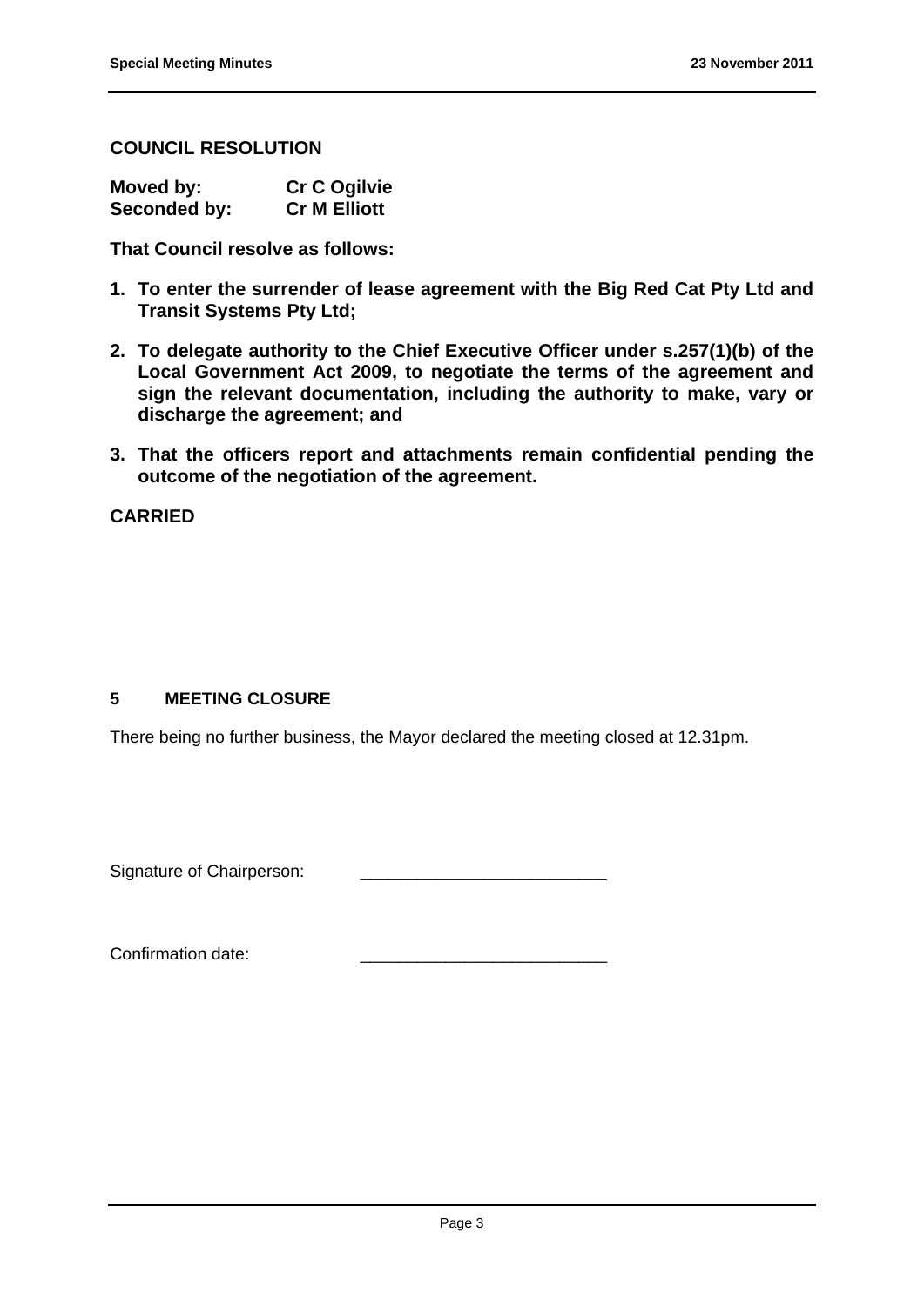**COUNCIL RESOLUTION**

**Moved by:** **Cr C Ogilvie**
**Seconded by:** **Cr M Elliott**

**That Council resolve as follows:**

1. **To enter the surrender of lease agreement with the Big Red Cat Pty Ltd and Transit Systems Pty Ltd;**

2. **To delegate authority to the Chief Executive Officer under s.257(1)(b) of the Local Government Act 2009, to negotiate the terms of the agreement and sign the relevant documentation, including the authority to make, vary or discharge the agreement; and**

3. **That the officers report and attachments remain confidential pending the outcome of the negotiation of the agreement.**

**CARRIED**

## 5 MEETING CLOSURE

There being no further business, the Mayor declared the meeting closed at 12.31pm.

Signature of Chairperson: __________________________

Confirmation date: __________________________